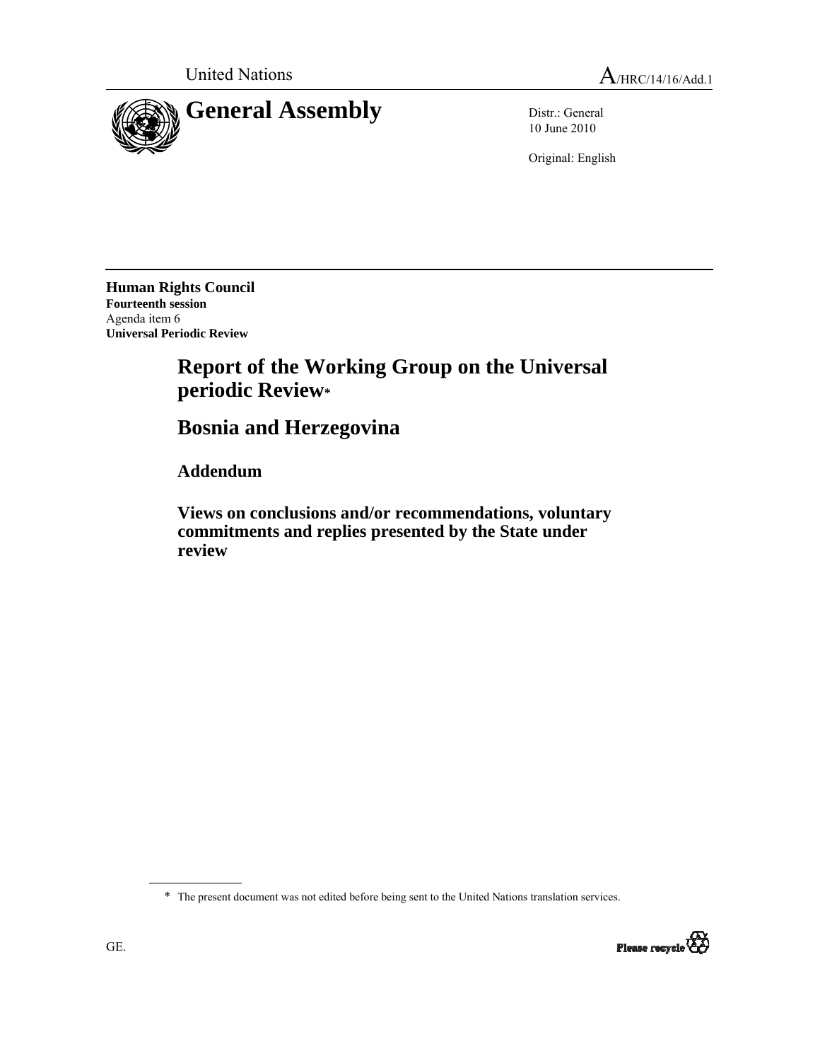United Nations

A/HRC/14/16/Add.1

# General Assembly

Distr.: General
10 June 2010

Original: English

**Human Rights Council**
**Fourteenth session**
Agenda item 6
**Universal Periodic Review**

# Report of the Working Group on the Universal periodic Review*

# Bosnia and Herzegovina

## Addendum

## Views on conclusions and/or recommendations, voluntary commitments and replies presented by the State under review

---

\* The present document was not edited before being sent to the United Nations translation services.

GE.

Please recycle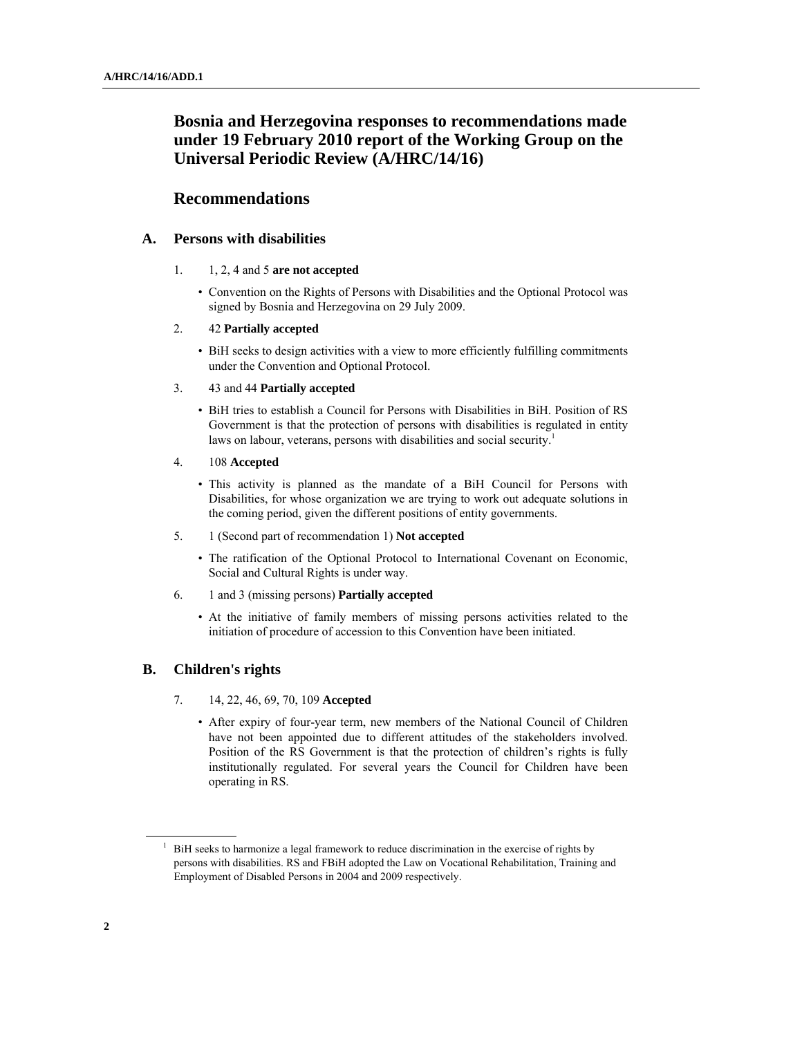# Bosnia and Herzegovina responses to recommendations made under 19 February 2010 report of the Working Group on the Universal Periodic Review (A/HRC/14/16)

## Recommendations

### A. Persons with disabilities

1. 1, 2, 4 and 5 **are not accepted**

   - Convention on the Rights of Persons with Disabilities and the Optional Protocol was signed by Bosnia and Herzegovina on 29 July 2009.

2. 42 **Partially accepted**

   - BiH seeks to design activities with a view to more efficiently fulfilling commitments under the Convention and Optional Protocol.

3. 43 and 44 **Partially accepted**

   - BiH tries to establish a Council for Persons with Disabilities in BiH. Position of RS Government is that the protection of persons with disabilities is regulated in entity laws on labour, veterans, persons with disabilities and social security.[1]

4. 108 **Accepted**

   - This activity is planned as the mandate of a BiH Council for Persons with Disabilities, for whose organization we are trying to work out adequate solutions in the coming period, given the different positions of entity governments.

5. 1 (Second part of recommendation 1) **Not accepted**

   - The ratification of the Optional Protocol to International Covenant on Economic, Social and Cultural Rights is under way.

6. 1 and 3 (missing persons) **Partially accepted**

   - At the initiative of family members of missing persons activities related to the initiation of procedure of accession to this Convention have been initiated.

### B. Children's rights

7. 14, 22, 46, 69, 70, 109 **Accepted**

   - After expiry of four-year term, new members of the National Council of Children have not been appointed due to different attitudes of the stakeholders involved. Position of the RS Government is that the protection of children's rights is fully institutionally regulated. For several years the Council for Children have been operating in RS.

[1] BiH seeks to harmonize a legal framework to reduce discrimination in the exercise of rights by persons with disabilities. RS and FBiH adopted the Law on Vocational Rehabilitation, Training and Employment of Disabled Persons in 2004 and 2009 respectively.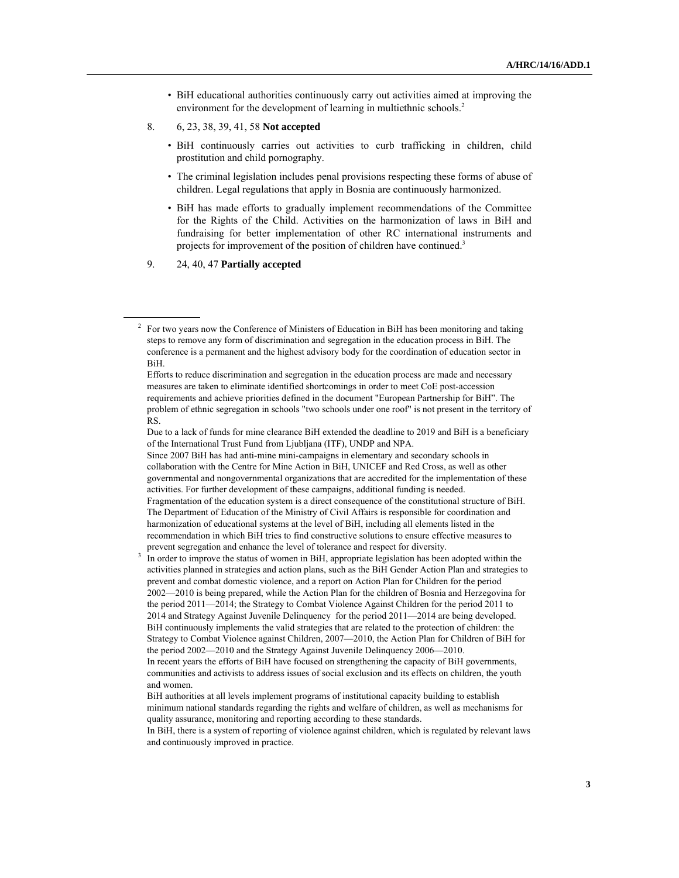- BiH educational authorities continuously carry out activities aimed at improving the environment for the development of learning in multiethnic schools.[2]

8. 6, 23, 38, 39, 41, 58 **Not accepted**

- BiH continuously carries out activities to curb trafficking in children, child prostitution and child pornography.
- The criminal legislation includes penal provisions respecting these forms of abuse of children. Legal regulations that apply in Bosnia are continuously harmonized.
- BiH has made efforts to gradually implement recommendations of the Committee for the Rights of the Child. Activities on the harmonization of laws in BiH and fundraising for better implementation of other RC international instruments and projects for improvement of the position of children have continued.[3]

9. 24, 40, 47 **Partially accepted**

---

[2] For two years now the Conference of Ministers of Education in BiH has been monitoring and taking steps to remove any form of discrimination and segregation in the education process in BiH. The conference is a permanent and the highest advisory body for the coordination of education sector in BiH.
Efforts to reduce discrimination and segregation in the education process are made and necessary measures are taken to eliminate identified shortcomings in order to meet CoE post-accession requirements and achieve priorities defined in the document "European Partnership for BiH". The problem of ethnic segregation in schools "two schools under one roof" is not present in the territory of RS.
Due to a lack of funds for mine clearance BiH extended the deadline to 2019 and BiH is a beneficiary of the International Trust Fund from Ljubljana (ITF), UNDP and NPA.
Since 2007 BiH has had anti-mine mini-campaigns in elementary and secondary schools in collaboration with the Centre for Mine Action in BiH, UNICEF and Red Cross, as well as other governmental and nongovernmental organizations that are accredited for the implementation of these activities. For further development of these campaigns, additional funding is needed.
Fragmentation of the education system is a direct consequence of the constitutional structure of BiH. The Department of Education of the Ministry of Civil Affairs is responsible for coordination and harmonization of educational systems at the level of BiH, including all elements listed in the recommendation in which BiH tries to find constructive solutions to ensure effective measures to prevent segregation and enhance the level of tolerance and respect for diversity.

[3] In order to improve the status of women in BiH, appropriate legislation has been adopted within the activities planned in strategies and action plans, such as the BiH Gender Action Plan and strategies to prevent and combat domestic violence, and a report on Action Plan for Children for the period 2002—2010 is being prepared, while the Action Plan for the children of Bosnia and Herzegovina for the period 2011—2014; the Strategy to Combat Violence Against Children for the period 2011 to 2014 and Strategy Against Juvenile Delinquency for the period 2011—2014 are being developed.
BiH continuously implements the valid strategies that are related to the protection of children: the Strategy to Combat Violence against Children, 2007—2010, the Action Plan for Children of BiH for the period 2002—2010 and the Strategy Against Juvenile Delinquency 2006—2010.
In recent years the efforts of BiH have focused on strengthening the capacity of BiH governments, communities and activists to address issues of social exclusion and its effects on children, the youth and women.
BiH authorities at all levels implement programs of institutional capacity building to establish minimum national standards regarding the rights and welfare of children, as well as mechanisms for quality assurance, monitoring and reporting according to these standards.
In BiH, there is a system of reporting of violence against children, which is regulated by relevant laws and continuously improved in practice.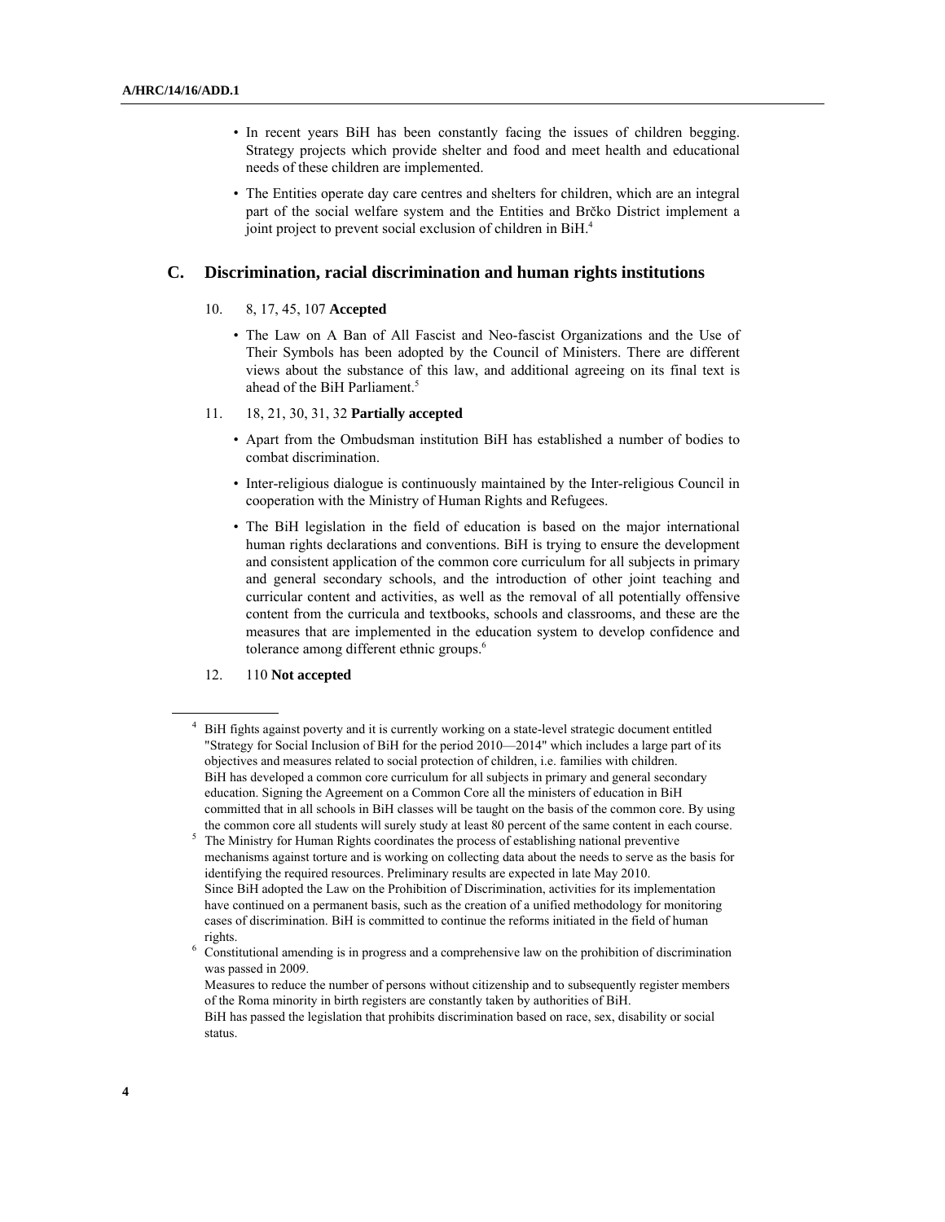- In recent years BiH has been constantly facing the issues of children begging. Strategy projects which provide shelter and food and meet health and educational needs of these children are implemented.
- The Entities operate day care centres and shelters for children, which are an integral part of the social welfare system and the Entities and Brčko District implement a joint project to prevent social exclusion of children in BiH.[4]

## C. Discrimination, racial discrimination and human rights institutions

10. 8, 17, 45, 107 **Accepted**

- The Law on A Ban of All Fascist and Neo-fascist Organizations and the Use of Their Symbols has been adopted by the Council of Ministers. There are different views about the substance of this law, and additional agreeing on its final text is ahead of the BiH Parliament.[5]

11. 18, 21, 30, 31, 32 **Partially accepted**

- Apart from the Ombudsman institution BiH has established a number of bodies to combat discrimination.
- Inter-religious dialogue is continuously maintained by the Inter-religious Council in cooperation with the Ministry of Human Rights and Refugees.
- The BiH legislation in the field of education is based on the major international human rights declarations and conventions. BiH is trying to ensure the development and consistent application of the common core curriculum for all subjects in primary and general secondary schools, and the introduction of other joint teaching and curricular content and activities, as well as the removal of all potentially offensive content from the curricula and textbooks, schools and classrooms, and these are the measures that are implemented in the education system to develop confidence and tolerance among different ethnic groups.[6]

12. 110 **Not accepted**

---

[4] BiH fights against poverty and it is currently working on a state-level strategic document entitled "Strategy for Social Inclusion of BiH for the period 2010—2014" which includes a large part of its objectives and measures related to social protection of children, i.e. families with children. BiH has developed a common core curriculum for all subjects in primary and general secondary education. Signing the Agreement on a Common Core all the ministers of education in BiH committed that in all schools in BiH classes will be taught on the basis of the common core. By using the common core all students will surely study at least 80 percent of the same content in each course.

[5] The Ministry for Human Rights coordinates the process of establishing national preventive mechanisms against torture and is working on collecting data about the needs to serve as the basis for identifying the required resources. Preliminary results are expected in late May 2010. Since BiH adopted the Law on the Prohibition of Discrimination, activities for its implementation have continued on a permanent basis, such as the creation of a unified methodology for monitoring cases of discrimination. BiH is committed to continue the reforms initiated in the field of human rights.

[6] Constitutional amending is in progress and a comprehensive law on the prohibition of discrimination was passed in 2009. Measures to reduce the number of persons without citizenship and to subsequently register members of the Roma minority in birth registers are constantly taken by authorities of BiH. BiH has passed the legislation that prohibits discrimination based on race, sex, disability or social status.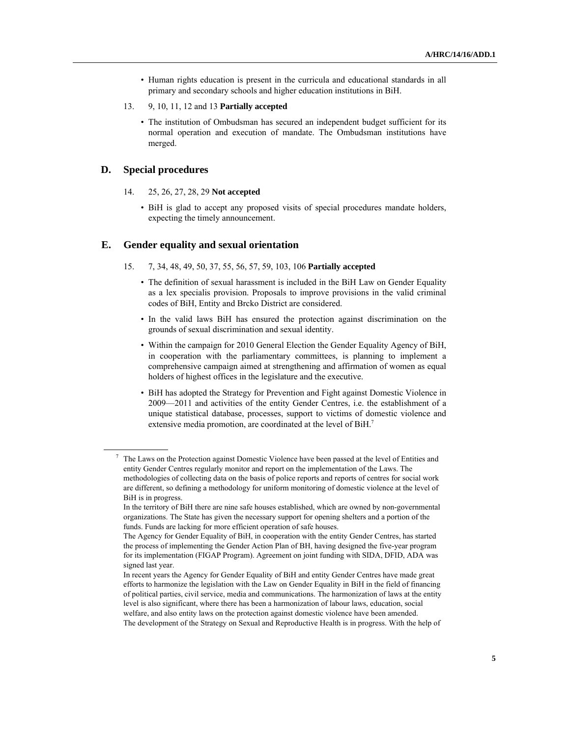- Human rights education is present in the curricula and educational standards in all primary and secondary schools and higher education institutions in BiH.

13. 9, 10, 11, 12 and 13 **Partially accepted**

- The institution of Ombudsman has secured an independent budget sufficient for its normal operation and execution of mandate. The Ombudsman institutions have merged.

## D. Special procedures

14. 25, 26, 27, 28, 29 **Not accepted**

- BiH is glad to accept any proposed visits of special procedures mandate holders, expecting the timely announcement.

## E. Gender equality and sexual orientation

15. 7, 34, 48, 49, 50, 37, 55, 56, 57, 59, 103, 106 **Partially accepted**

- The definition of sexual harassment is included in the BiH Law on Gender Equality as a lex specialis provision. Proposals to improve provisions in the valid criminal codes of BiH, Entity and Brcko District are considered.
- In the valid laws BiH has ensured the protection against discrimination on the grounds of sexual discrimination and sexual identity.
- Within the campaign for 2010 General Election the Gender Equality Agency of BiH, in cooperation with the parliamentary committees, is planning to implement a comprehensive campaign aimed at strengthening and affirmation of women as equal holders of highest offices in the legislature and the executive.
- BiH has adopted the Strategy for Prevention and Fight against Domestic Violence in 2009—2011 and activities of the entity Gender Centres, i.e. the establishment of a unique statistical database, processes, support to victims of domestic violence and extensive media promotion, are coordinated at the level of BiH.[7]

---

[7] The Laws on the Protection against Domestic Violence have been passed at the level of Entities and entity Gender Centres regularly monitor and report on the implementation of the Laws. The methodologies of collecting data on the basis of police reports and reports of centres for social work are different, so defining a methodology for uniform monitoring of domestic violence at the level of BiH is in progress.
In the territory of BiH there are nine safe houses established, which are owned by non-governmental organizations. The State has given the necessary support for opening shelters and a portion of the funds. Funds are lacking for more efficient operation of safe houses.
The Agency for Gender Equality of BiH, in cooperation with the entity Gender Centres, has started the process of implementing the Gender Action Plan of BH, having designed the five-year program for its implementation (FIGAP Program). Agreement on joint funding with SIDA, DFID, ADA was signed last year.
In recent years the Agency for Gender Equality of BiH and entity Gender Centres have made great efforts to harmonize the legislation with the Law on Gender Equality in BiH in the field of financing of political parties, civil service, media and communications. The harmonization of laws at the entity level is also significant, where there has been a harmonization of labour laws, education, social welfare, and also entity laws on the protection against domestic violence have been amended.
The development of the Strategy on Sexual and Reproductive Health is in progress. With the help of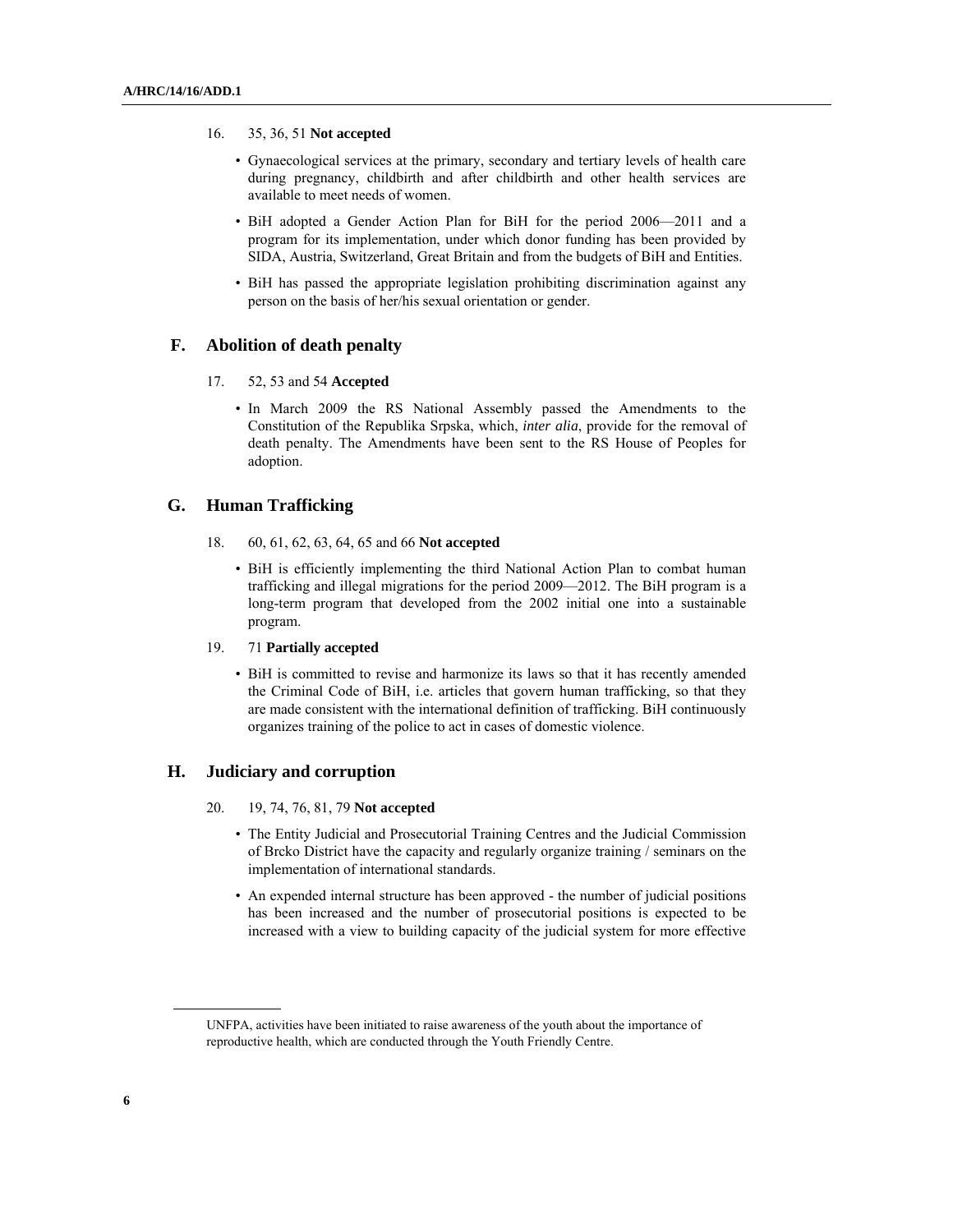16. 35, 36, 51 **Not accepted**

- Gynaecological services at the primary, secondary and tertiary levels of health care during pregnancy, childbirth and after childbirth and other health services are available to meet needs of women.
- BiH adopted a Gender Action Plan for BiH for the period 2006—2011 and a program for its implementation, under which donor funding has been provided by SIDA, Austria, Switzerland, Great Britain and from the budgets of BiH and Entities.
- BiH has passed the appropriate legislation prohibiting discrimination against any person on the basis of her/his sexual orientation or gender.

## F. Abolition of death penalty

17. 52, 53 and 54 **Accepted**

- In March 2009 the RS National Assembly passed the Amendments to the Constitution of the Republika Srpska, which, *inter alia*, provide for the removal of death penalty. The Amendments have been sent to the RS House of Peoples for adoption.

## G. Human Trafficking

18. 60, 61, 62, 63, 64, 65 and 66 **Not accepted**

- BiH is efficiently implementing the third National Action Plan to combat human trafficking and illegal migrations for the period 2009—2012. The BiH program is a long-term program that developed from the 2002 initial one into a sustainable program.

19. 71 **Partially accepted**

- BiH is committed to revise and harmonize its laws so that it has recently amended the Criminal Code of BiH, i.e. articles that govern human trafficking, so that they are made consistent with the international definition of trafficking. BiH continuously organizes training of the police to act in cases of domestic violence.

## H. Judiciary and corruption

20. 19, 74, 76, 81, 79 **Not accepted**

- The Entity Judicial and Prosecutorial Training Centres and the Judicial Commission of Brcko District have the capacity and regularly organize training / seminars on the implementation of international standards.
- An expended internal structure has been approved - the number of judicial positions has been increased and the number of prosecutorial positions is expected to be increased with a view to building capacity of the judicial system for more effective

---

UNFPA, activities have been initiated to raise awareness of the youth about the importance of reproductive health, which are conducted through the Youth Friendly Centre.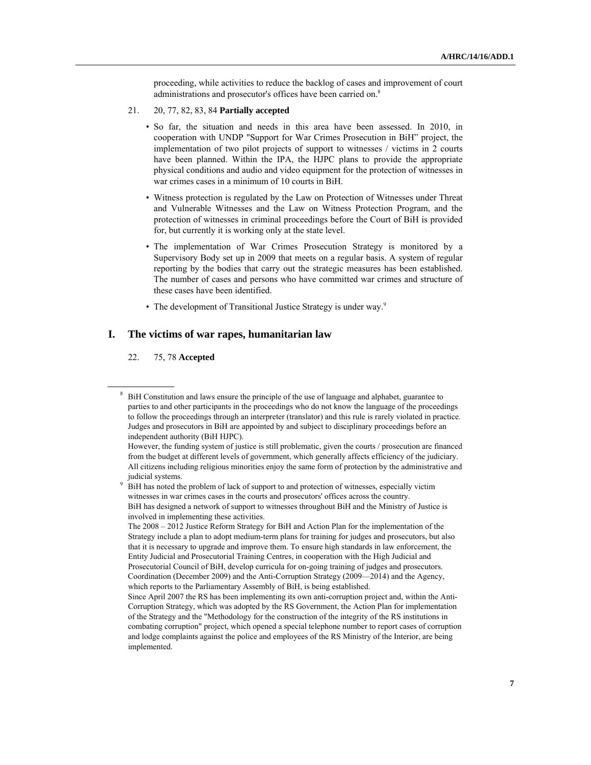proceeding, while activities to reduce the backlog of cases and improvement of court administrations and prosecutor's offices have been carried on.[8]

21. 20, 77, 82, 83, 84 **Partially accepted**

- So far, the situation and needs in this area have been assessed. In 2010, in cooperation with UNDP "Support for War Crimes Prosecution in BiH" project, the implementation of two pilot projects of support to witnesses / victims in 2 courts have been planned. Within the IPA, the HJPC plans to provide the appropriate physical conditions and audio and video equipment for the protection of witnesses in war crimes cases in a minimum of 10 courts in BiH.
- Witness protection is regulated by the Law on Protection of Witnesses under Threat and Vulnerable Witnesses and the Law on Witness Protection Program, and the protection of witnesses in criminal proceedings before the Court of BiH is provided for, but currently it is working only at the state level.
- The implementation of War Crimes Prosecution Strategy is monitored by a Supervisory Body set up in 2009 that meets on a regular basis. A system of regular reporting by the bodies that carry out the strategic measures has been established. The number of cases and persons who have committed war crimes and structure of these cases have been identified.
- The development of Transitional Justice Strategy is under way.[9]

## I. The victims of war rapes, humanitarian law

22. 75, 78 **Accepted**

---

[8] BiH Constitution and laws ensure the principle of the use of language and alphabet, guarantee to parties to and other participants in the proceedings who do not know the language of the proceedings to follow the proceedings through an interpreter (translator) and this rule is rarely violated in practice. Judges and prosecutors in BiH are appointed by and subject to disciplinary proceedings before an independent authority (BiH HJPC).
However, the funding system of justice is still problematic, given the courts / prosecution are financed from the budget at different levels of government, which generally affects efficiency of the judiciary. All citizens including religious minorities enjoy the same form of protection by the administrative and judicial systems.

[9] BiH has noted the problem of lack of support to and protection of witnesses, especially victim witnesses in war crimes cases in the courts and prosecutors' offices across the country.
BiH has designed a network of support to witnesses throughout BiH and the Ministry of Justice is involved in implementing these activities.
The 2008 – 2012 Justice Reform Strategy for BiH and Action Plan for the implementation of the Strategy include a plan to adopt medium-term plans for training for judges and prosecutors, but also that it is necessary to upgrade and improve them. To ensure high standards in law enforcement, the Entity Judicial and Prosecutorial Training Centres, in cooperation with the High Judicial and Prosecutorial Council of BiH, develop curricula for on-going training of judges and prosecutors. Coordination (December 2009) and the Anti-Corruption Strategy (2009—2014) and the Agency, which reports to the Parliamentary Assembly of BiH, is being established.
Since April 2007 the RS has been implementing its own anti-corruption project and, within the Anti-Corruption Strategy, which was adopted by the RS Government, the Action Plan for implementation of the Strategy and the "Methodology for the construction of the integrity of the RS institutions in combating corruption" project, which opened a special telephone number to report cases of corruption and lodge complaints against the police and employees of the RS Ministry of the Interior, are being implemented.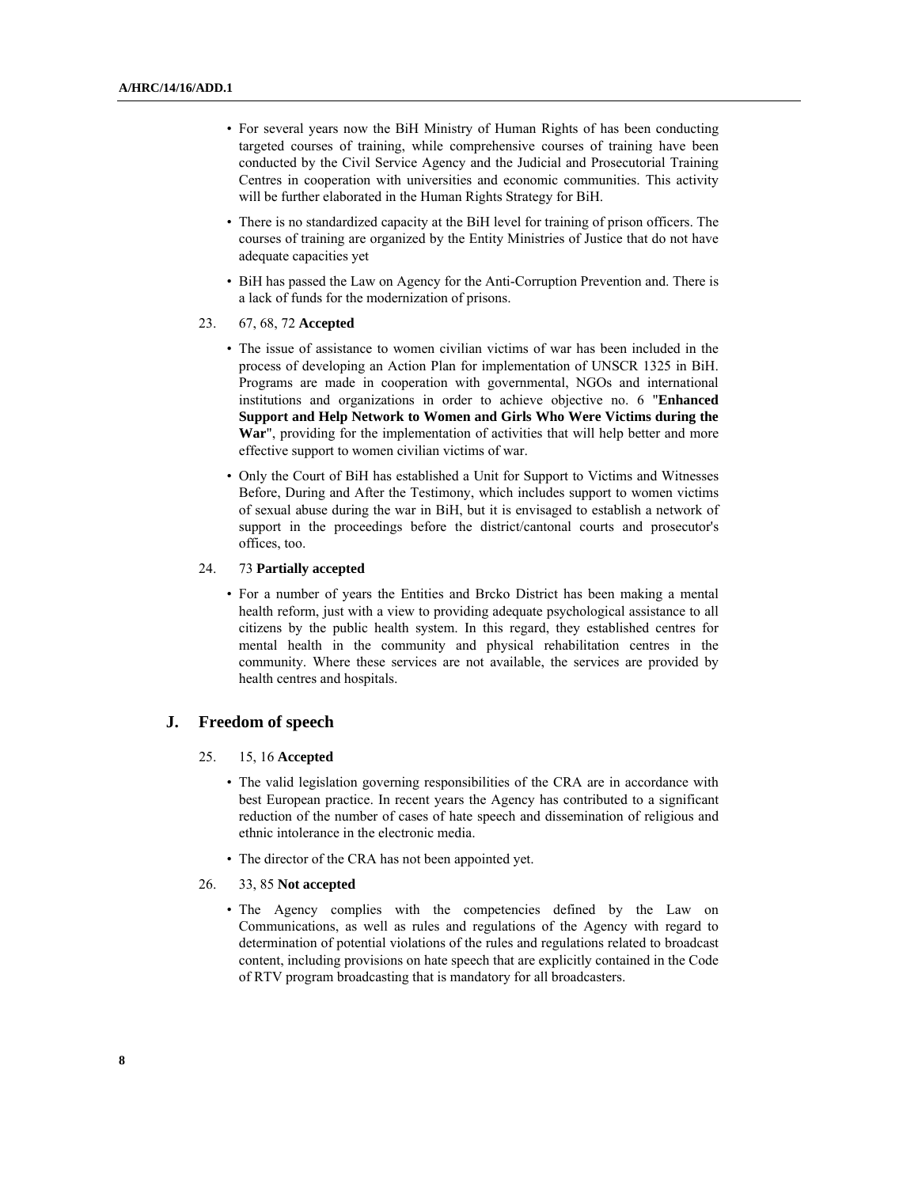- For several years now the BiH Ministry of Human Rights of has been conducting targeted courses of training, while comprehensive courses of training have been conducted by the Civil Service Agency and the Judicial and Prosecutorial Training Centres in cooperation with universities and economic communities. This activity will be further elaborated in the Human Rights Strategy for BiH.
- There is no standardized capacity at the BiH level for training of prison officers. The courses of training are organized by the Entity Ministries of Justice that do not have adequate capacities yet
- BiH has passed the Law on Agency for the Anti-Corruption Prevention and. There is a lack of funds for the modernization of prisons.

23. 67, 68, 72 **Accepted**

- The issue of assistance to women civilian victims of war has been included in the process of developing an Action Plan for implementation of UNSCR 1325 in BiH. Programs are made in cooperation with governmental, NGOs and international institutions and organizations in order to achieve objective no. 6 "**Enhanced Support and Help Network to Women and Girls Who Were Victims during the War**", providing for the implementation of activities that will help better and more effective support to women civilian victims of war.
- Only the Court of BiH has established a Unit for Support to Victims and Witnesses Before, During and After the Testimony, which includes support to women victims of sexual abuse during the war in BiH, but it is envisaged to establish a network of support in the proceedings before the district/cantonal courts and prosecutor's offices, too.

24. 73 **Partially accepted**

- For a number of years the Entities and Brcko District has been making a mental health reform, just with a view to providing adequate psychological assistance to all citizens by the public health system. In this regard, they established centres for mental health in the community and physical rehabilitation centres in the community. Where these services are not available, the services are provided by health centres and hospitals.

## J. Freedom of speech

25. 15, 16 **Accepted**

- The valid legislation governing responsibilities of the CRA are in accordance with best European practice. In recent years the Agency has contributed to a significant reduction of the number of cases of hate speech and dissemination of religious and ethnic intolerance in the electronic media.
- The director of the CRA has not been appointed yet.

26. 33, 85 **Not accepted**

- The Agency complies with the competencies defined by the Law on Communications, as well as rules and regulations of the Agency with regard to determination of potential violations of the rules and regulations related to broadcast content, including provisions on hate speech that are explicitly contained in the Code of RTV program broadcasting that is mandatory for all broadcasters.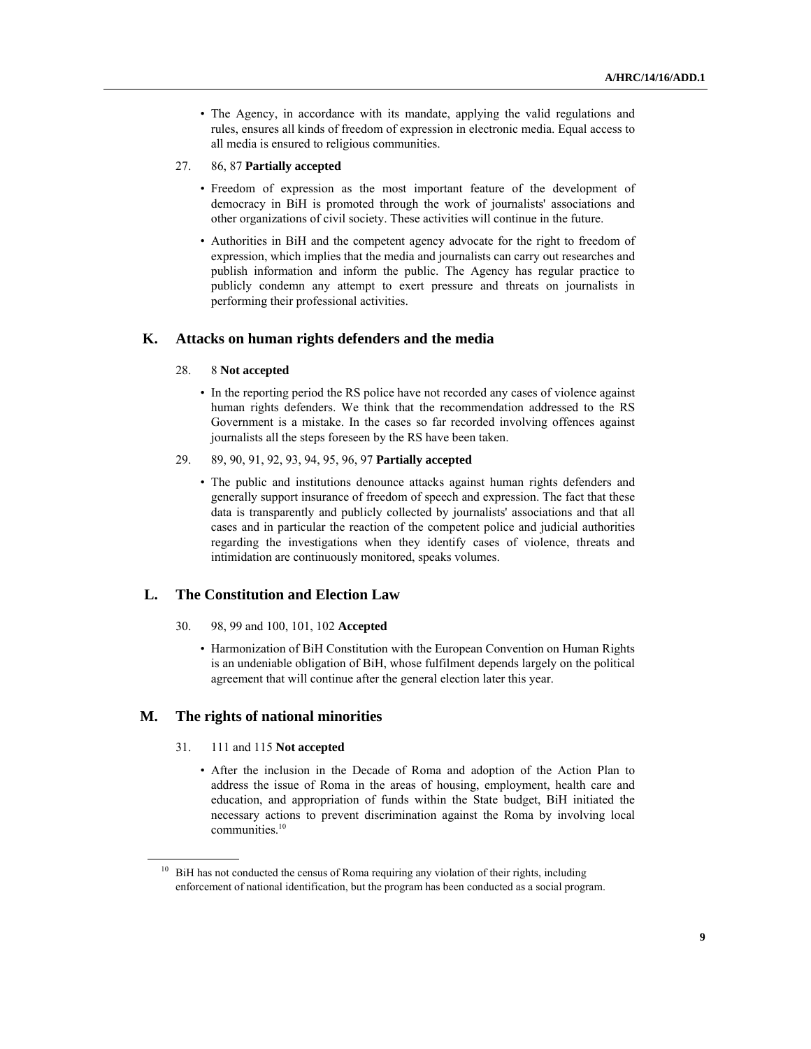- The Agency, in accordance with its mandate, applying the valid regulations and rules, ensures all kinds of freedom of expression in electronic media. Equal access to all media is ensured to religious communities.

27. 86, 87 **Partially accepted**

- Freedom of expression as the most important feature of the development of democracy in BiH is promoted through the work of journalists' associations and other organizations of civil society. These activities will continue in the future.
- Authorities in BiH and the competent agency advocate for the right to freedom of expression, which implies that the media and journalists can carry out researches and publish information and inform the public. The Agency has regular practice to publicly condemn any attempt to exert pressure and threats on journalists in performing their professional activities.

## K. Attacks on human rights defenders and the media

28. 8 **Not accepted**

- In the reporting period the RS police have not recorded any cases of violence against human rights defenders. We think that the recommendation addressed to the RS Government is a mistake. In the cases so far recorded involving offences against journalists all the steps foreseen by the RS have been taken.

29. 89, 90, 91, 92, 93, 94, 95, 96, 97 **Partially accepted**

- The public and institutions denounce attacks against human rights defenders and generally support insurance of freedom of speech and expression. The fact that these data is transparently and publicly collected by journalists' associations and that all cases and in particular the reaction of the competent police and judicial authorities regarding the investigations when they identify cases of violence, threats and intimidation are continuously monitored, speaks volumes.

## L. The Constitution and Election Law

30. 98, 99 and 100, 101, 102 **Accepted**

- Harmonization of BiH Constitution with the European Convention on Human Rights is an undeniable obligation of BiH, whose fulfilment depends largely on the political agreement that will continue after the general election later this year.

## M. The rights of national minorities

31. 111 and 115 **Not accepted**

- After the inclusion in the Decade of Roma and adoption of the Action Plan to address the issue of Roma in the areas of housing, employment, health care and education, and appropriation of funds within the State budget, BiH initiated the necessary actions to prevent discrimination against the Roma by involving local communities.[10]

[10] BiH has not conducted the census of Roma requiring any violation of their rights, including enforcement of national identification, but the program has been conducted as a social program.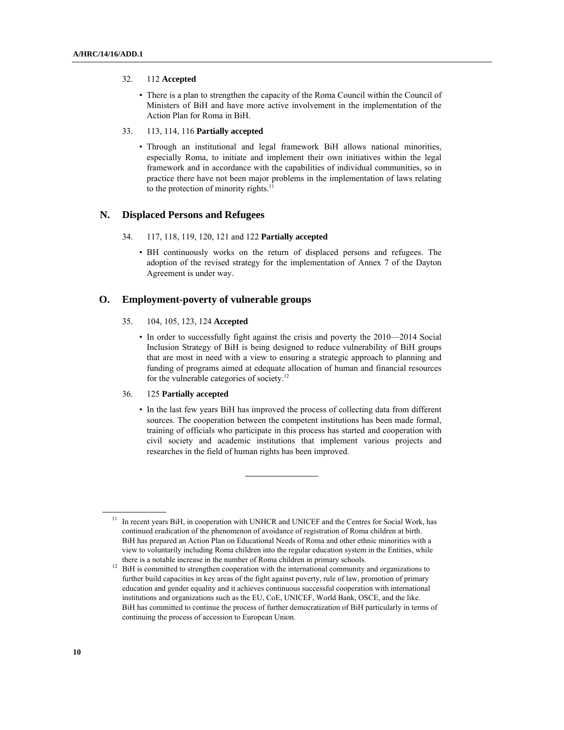32. 112 **Accepted**

- There is a plan to strengthen the capacity of the Roma Council within the Council of Ministers of BiH and have more active involvement in the implementation of the Action Plan for Roma in BiH.

33. 113, 114, 116 **Partially accepted**

- Through an institutional and legal framework BiH allows national minorities, especially Roma, to initiate and implement their own initiatives within the legal framework and in accordance with the capabilities of individual communities, so in practice there have not been major problems in the implementation of laws relating to the protection of minority rights.[11]

## N. Displaced Persons and Refugees

34. 117, 118, 119, 120, 121 and 122 **Partially accepted**

- BH continuously works on the return of displaced persons and refugees. The adoption of the revised strategy for the implementation of Annex 7 of the Dayton Agreement is under way.

## O. Employment-poverty of vulnerable groups

35. 104, 105, 123, 124 **Accepted**

- In order to successfully fight against the crisis and poverty the 2010—2014 Social Inclusion Strategy of BiH is being designed to reduce vulnerability of BiH groups that are most in need with a view to ensuring a strategic approach to planning and funding of programs aimed at edequate allocation of human and financial resources for the vulnerable categories of society.[12]

36. 125 **Partially accepted**

- In the last few years BiH has improved the process of collecting data from different sources. The cooperation between the competent institutions has been made formal, training of officials who participate in this process has started and cooperation with civil society and academic institutions that implement various projects and researches in the field of human rights has been improved.

---

[11] In recent years BiH, in cooperation with UNHCR and UNICEF and the Centres for Social Work, has continued eradication of the phenomenon of avoidance of registration of Roma children at birth. BiH has prepared an Action Plan on Educational Needs of Roma and other ethnic minorities with a view to voluntarily including Roma children into the regular education system in the Entities, while there is a notable increase in the number of Roma children in primary schools.

[12] BiH is committed to strengthen cooperation with the international community and organizations to further build capacities in key areas of the fight against poverty, rule of law, promotion of primary education and gender equality and it achieves continuous successful cooperation with international institutions and organizations such as the EU, CoE, UNICEF, World Bank, OSCE, and the like. BiH has committed to continue the process of further democratization of BiH particularly in terms of continuing the process of accession to European Union.